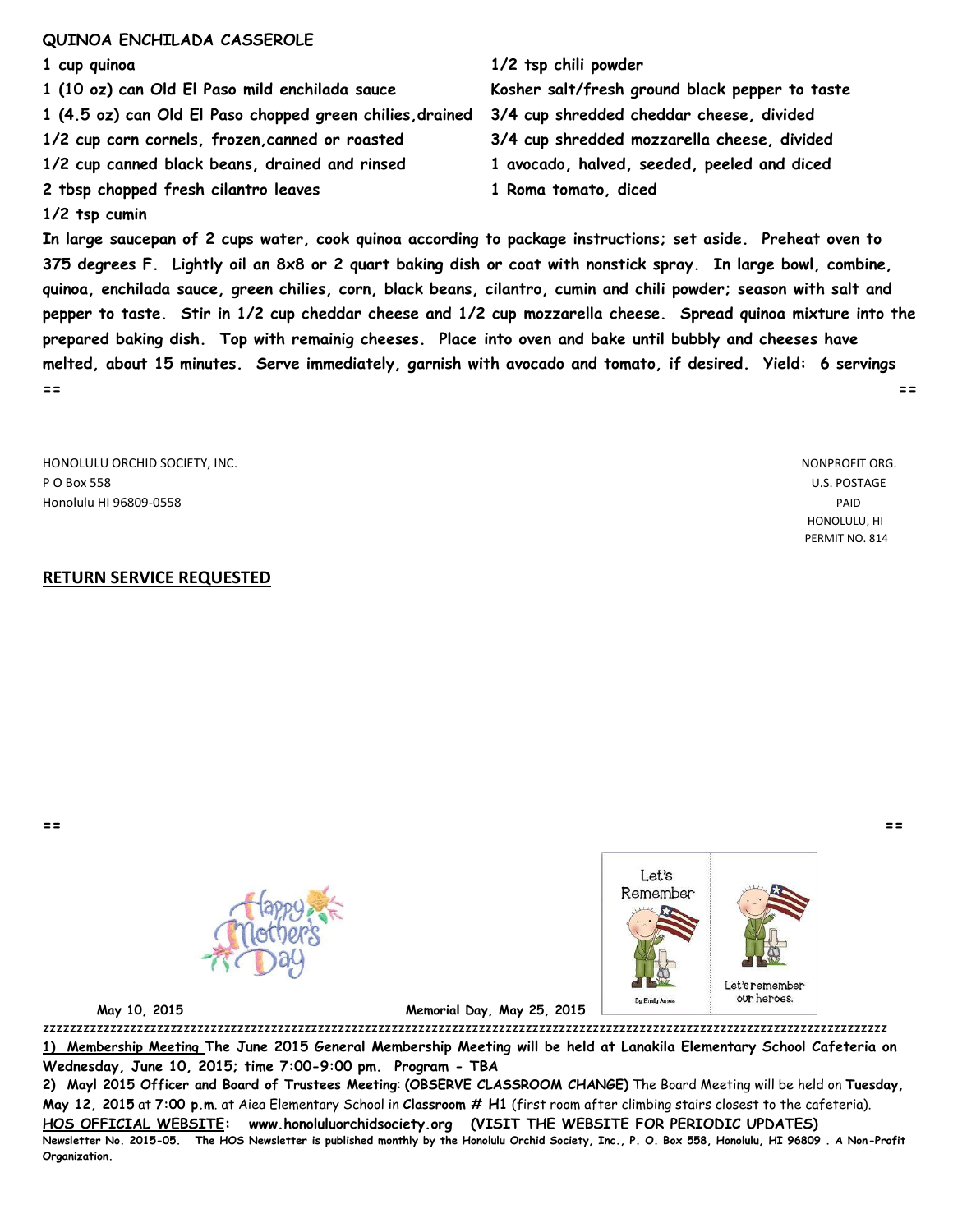**QUINOA ENCHILADA CASSEROLE**

1 cup quinoa
1 (10 oz) can Old El Paso mild enchilada sauce
1 (4.5 oz) can Old El Paso chopped green chilies,drained
1/2 cup corn cornels, frozen,canned or roasted
1/2 cup canned black beans, drained and rinsed
2 tbsp chopped fresh cilantro leaves
1/2 tsp cumin
1/2 tsp chili powder
Kosher salt/fresh ground black pepper to taste
3/4 cup shredded cheddar cheese, divided
3/4 cup shredded mozzarella cheese, divided
1 avocado, halved, seeded, peeled and diced
1 Roma tomato, diced

**In large saucepan of 2 cups water, cook quinoa according to package instructions; set aside. Preheat oven to 375 degrees F. Lightly oil an 8x8 or 2 quart baking dish or coat with nonstick spray. In large bowl, combine, quinoa, enchilada sauce, green chilies, corn, black beans, cilantro, cumin and chili powder; season with salt and pepper to taste. Stir in 1/2 cup cheddar cheese and 1/2 cup mozzarella cheese. Spread quinoa mixture into the prepared baking dish. Top with remainig cheeses. Place into oven and bake until bubbly and cheeses have melted, about 15 minutes. Serve immediately, garnish with avocado and tomato, if desired. Yield: 6 servings**

== ==

HONOLULU ORCHID SOCIETY, INC.
P O Box 558
Honolulu HI 96809-0558

NONPROFIT ORG.
U.S. POSTAGE
PAID
HONOLULU, HI
PERMIT NO. 814

**RETURN SERVICE REQUESTED**

== ==

**May 10, 2015** **Memorial Day, May 25, 2015**

zzzzzzzzzzzzzzzzzzzzzzzzzzzzzzzzzzzzzzzzzzzzzzzzzzzzzzzzzzzzzzzzzzzzzzzzzzzzzzzzzzzzzzzzzzzzzzzzzzzzzzzzzzzzzzzz

**1) Membership Meeting The June 2015 General Membership Meeting will be held at Lanakila Elementary School Cafeteria on Wednesday, June 10, 2015; time 7:00-9:00 pm. Program - TBA**

**2) Mayl 2015 Officer and Board of Trustees Meeting: (OBSERVE CLASSROOM CHANGE)** The Board Meeting will be held on **Tuesday, May 12, 2015** at **7:00 p.m.** at Aiea Elementary School in **Classroom # H1** (first room after climbing stairs closest to the cafeteria).

**HOS OFFICIAL WEBSITE: www.honoluluorchidsociety.org (VISIT THE WEBSITE FOR PERIODIC UPDATES)**

**Newsletter No. 2015-05. The HOS Newsletter is published monthly by the Honolulu Orchid Society, Inc., P. O. Box 558, Honolulu, HI 96809 . A Non-Profit Organization.**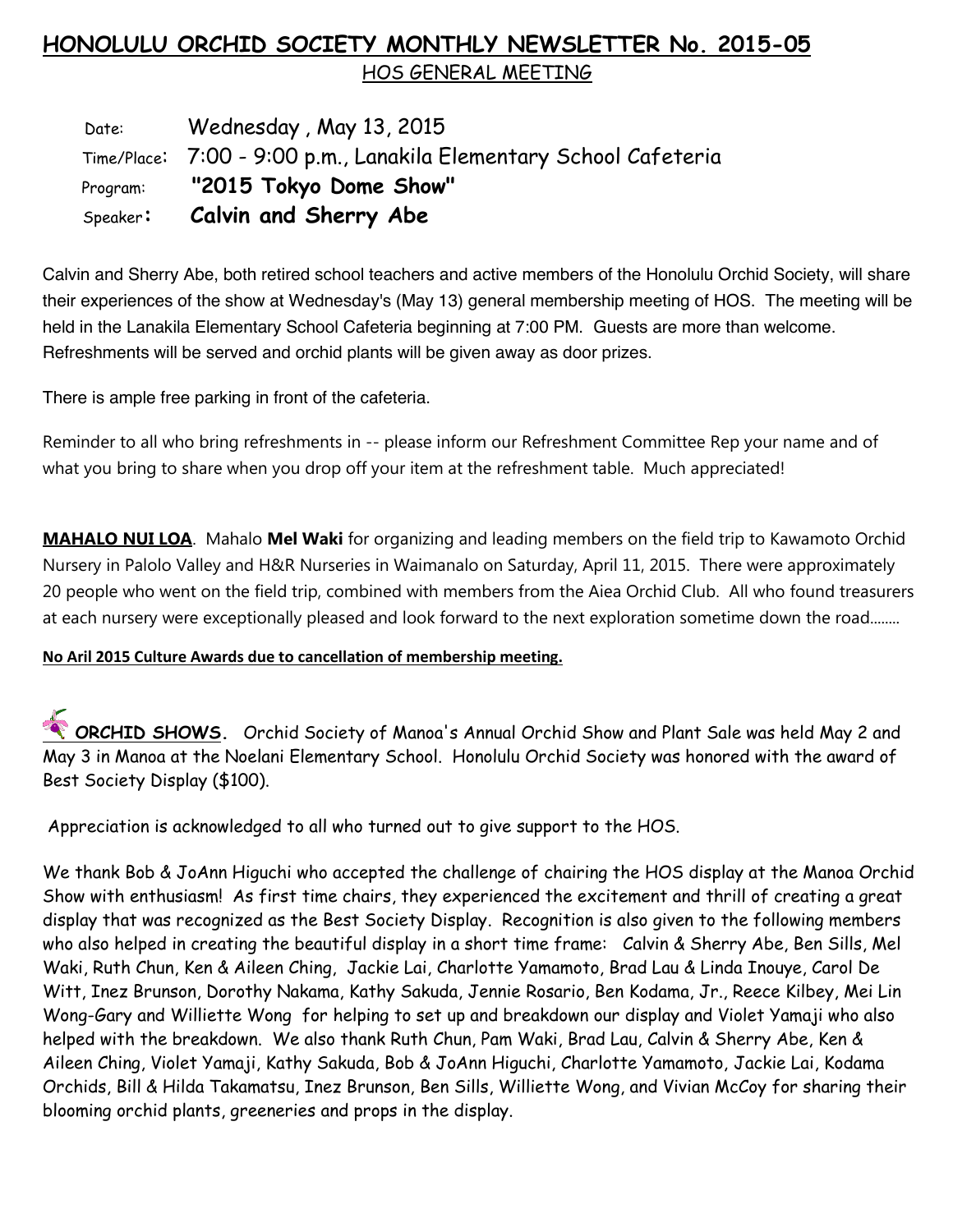## HONOLULU ORCHID SOCIETY MONTHLY NEWSLETTER No. 2015-05

HOS GENERAL MEETING

Date: Wednesday , May 13, 2015
Time/Place: 7:00 - 9:00 p.m., Lanakila Elementary School Cafeteria
Program: **"2015 Tokyo Dome Show"**
Speaker: **Calvin and Sherry Abe**

Calvin and Sherry Abe, both retired school teachers and active members of the Honolulu Orchid Society, will share their experiences of the show at Wednesday's (May 13) general membership meeting of HOS. The meeting will be held in the Lanakila Elementary School Cafeteria beginning at 7:00 PM. Guests are more than welcome. Refreshments will be served and orchid plants will be given away as door prizes.

There is ample free parking in front of the cafeteria.

Reminder to all who bring refreshments in -- please inform our Refreshment Committee Rep your name and of what you bring to share when you drop off your item at the refreshment table. Much appreciated!

**MAHALO NUI LOA**. Mahalo **Mel Waki** for organizing and leading members on the field trip to Kawamoto Orchid Nursery in Palolo Valley and H&R Nurseries in Waimanalo on Saturday, April 11, 2015. There were approximately 20 people who went on the field trip, combined with members from the Aiea Orchid Club. All who found treasurers at each nursery were exceptionally pleased and look forward to the next exploration sometime down the road........

**No Aril 2015 Culture Awards due to cancellation of membership meeting.**

**ORCHID SHOWS.** Orchid Society of Manoa's Annual Orchid Show and Plant Sale was held May 2 and May 3 in Manoa at the Noelani Elementary School. Honolulu Orchid Society was honored with the award of Best Society Display ($100).

Appreciation is acknowledged to all who turned out to give support to the HOS.

We thank Bob & JoAnn Higuchi who accepted the challenge of chairing the HOS display at the Manoa Orchid Show with enthusiasm! As first time chairs, they experienced the excitement and thrill of creating a great display that was recognized as the Best Society Display. Recognition is also given to the following members who also helped in creating the beautiful display in a short time frame: Calvin & Sherry Abe, Ben Sills, Mel Waki, Ruth Chun, Ken & Aileen Ching, Jackie Lai, Charlotte Yamamoto, Brad Lau & Linda Inouye, Carol De Witt, Inez Brunson, Dorothy Nakama, Kathy Sakuda, Jennie Rosario, Ben Kodama, Jr., Reece Kilbey, Mei Lin Wong-Gary and Williette Wong for helping to set up and breakdown our display and Violet Yamaji who also helped with the breakdown. We also thank Ruth Chun, Pam Waki, Brad Lau, Calvin & Sherry Abe, Ken & Aileen Ching, Violet Yamaji, Kathy Sakuda, Bob & JoAnn Higuchi, Charlotte Yamamoto, Jackie Lai, Kodama Orchids, Bill & Hilda Takamatsu, Inez Brunson, Ben Sills, Williette Wong, and Vivian McCoy for sharing their blooming orchid plants, greeneries and props in the display.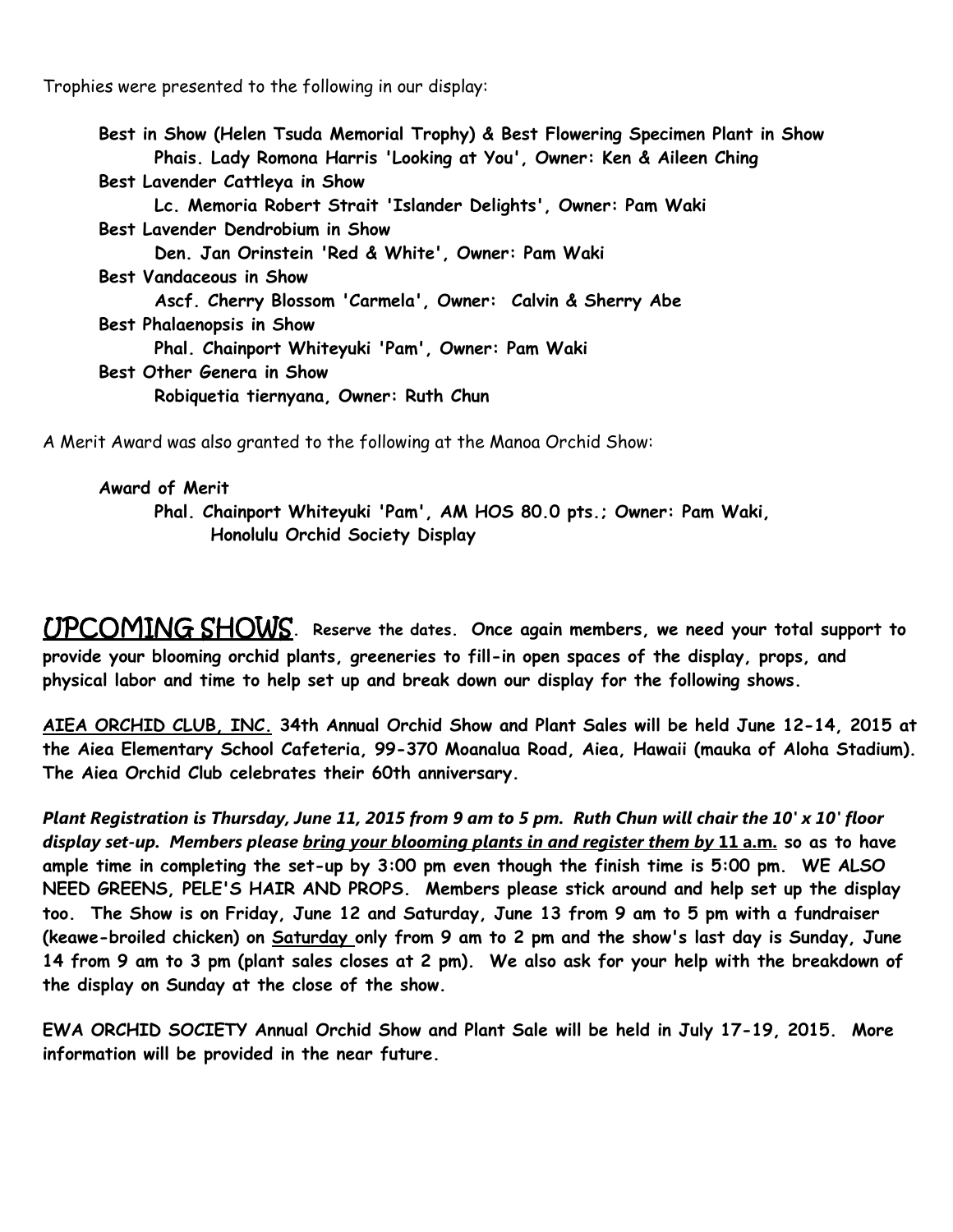Trophies were presented to the following in our display:

**Best in Show (Helen Tsuda Memorial Trophy) & Best Flowering Specimen Plant in Show**
**Phais. Lady Romona Harris 'Looking at You', Owner: Ken & Aileen Ching**
**Best Lavender Cattleya in Show**
**Lc. Memoria Robert Strait 'Islander Delights', Owner: Pam Waki**
**Best Lavender Dendrobium in Show**
**Den. Jan Orinstein 'Red & White', Owner: Pam Waki**
**Best Vandaceous in Show**
**Ascf. Cherry Blossom 'Carmela', Owner: Calvin & Sherry Abe**
**Best Phalaenopsis in Show**
**Phal. Chainport Whiteyuki 'Pam', Owner: Pam Waki**
**Best Other Genera in Show**
**Robiquetia tiernyana, Owner: Ruth Chun**

A Merit Award was also granted to the following at the Manoa Orchid Show:

**Award of Merit**
**Phal. Chainport Whiteyuki 'Pam', AM HOS 80.0 pts.; Owner: Pam Waki, Honolulu Orchid Society Display**

UPCOMING SHOWS. **Reserve the dates. Once again members, we need your total support to provide your blooming orchid plants, greeneries to fill-in open spaces of the display, props, and physical labor and time to help set up and break down our display for the following shows.**

**AIEA ORCHID CLUB, INC. 34th Annual Orchid Show and Plant Sales will be held June 12-14, 2015 at the Aiea Elementary School Cafeteria, 99-370 Moanalua Road, Aiea, Hawaii (mauka of Aloha Stadium). The Aiea Orchid Club celebrates their 60th anniversary.**

***Plant Registration is Thursday, June 11, 2015 from 9 am to 5 pm. Ruth Chun will chair the 10' x 10' floor display set-up. Members please bring your blooming plants in and register them by*** **11 a.m. so as to have ample time in completing the set-up by 3:00 pm even though the finish time is 5:00 pm. WE ALSO NEED GREENS, PELE'S HAIR AND PROPS. Members please stick around and help set up the display too. The Show is on Friday, June 12 and Saturday, June 13 from 9 am to 5 pm with a fundraiser (keawe-broiled chicken) on Saturday only from 9 am to 2 pm and the show's last day is Sunday, June 14 from 9 am to 3 pm (plant sales closes at 2 pm). We also ask for your help with the breakdown of the display on Sunday at the close of the show.**

**EWA ORCHID SOCIETY Annual Orchid Show and Plant Sale will be held in July 17-19, 2015. More information will be provided in the near future.**